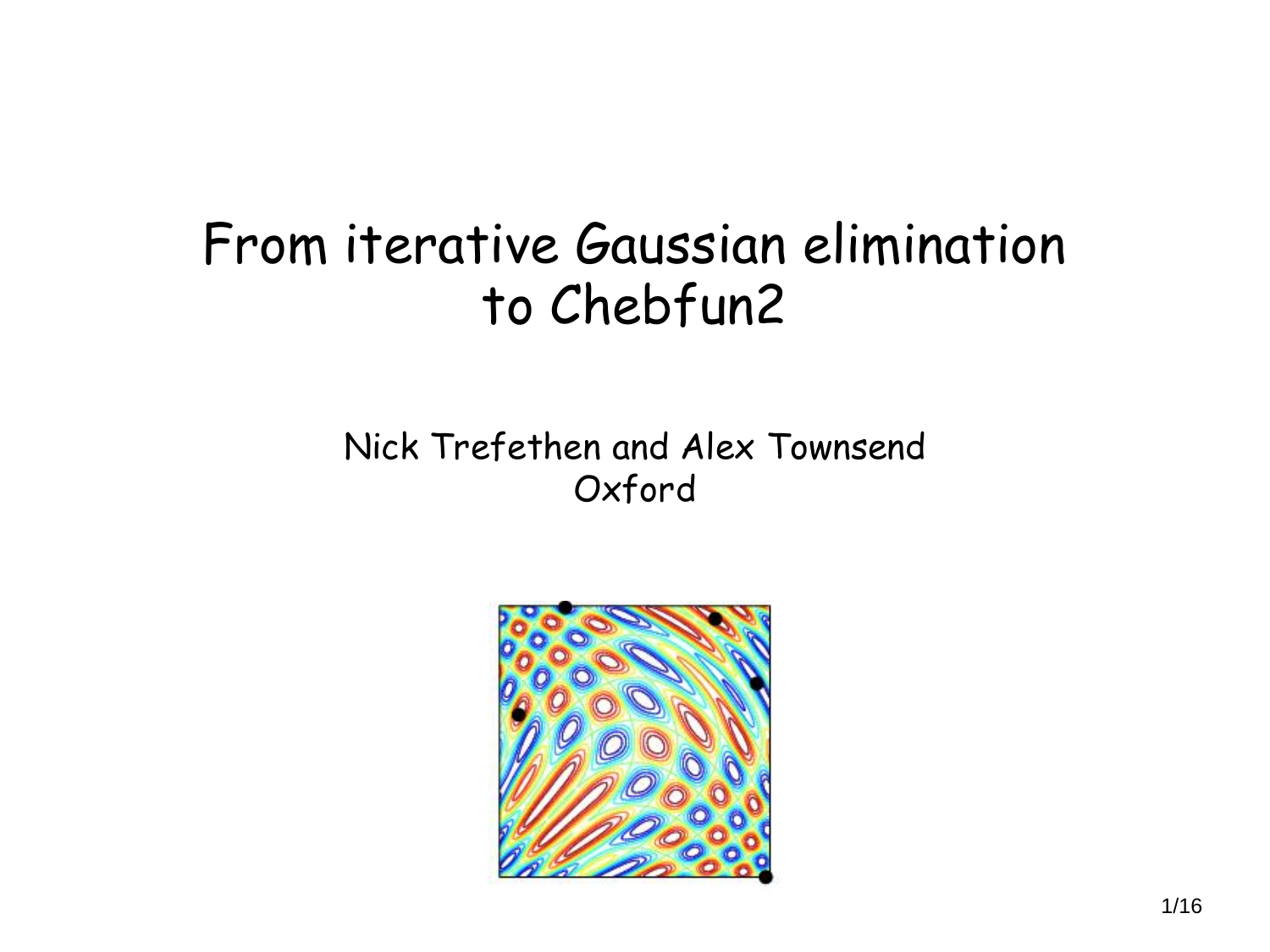# From iterative Gaussian elimination to Chebfun2

Nick Trefethen and Alex Townsend
Oxford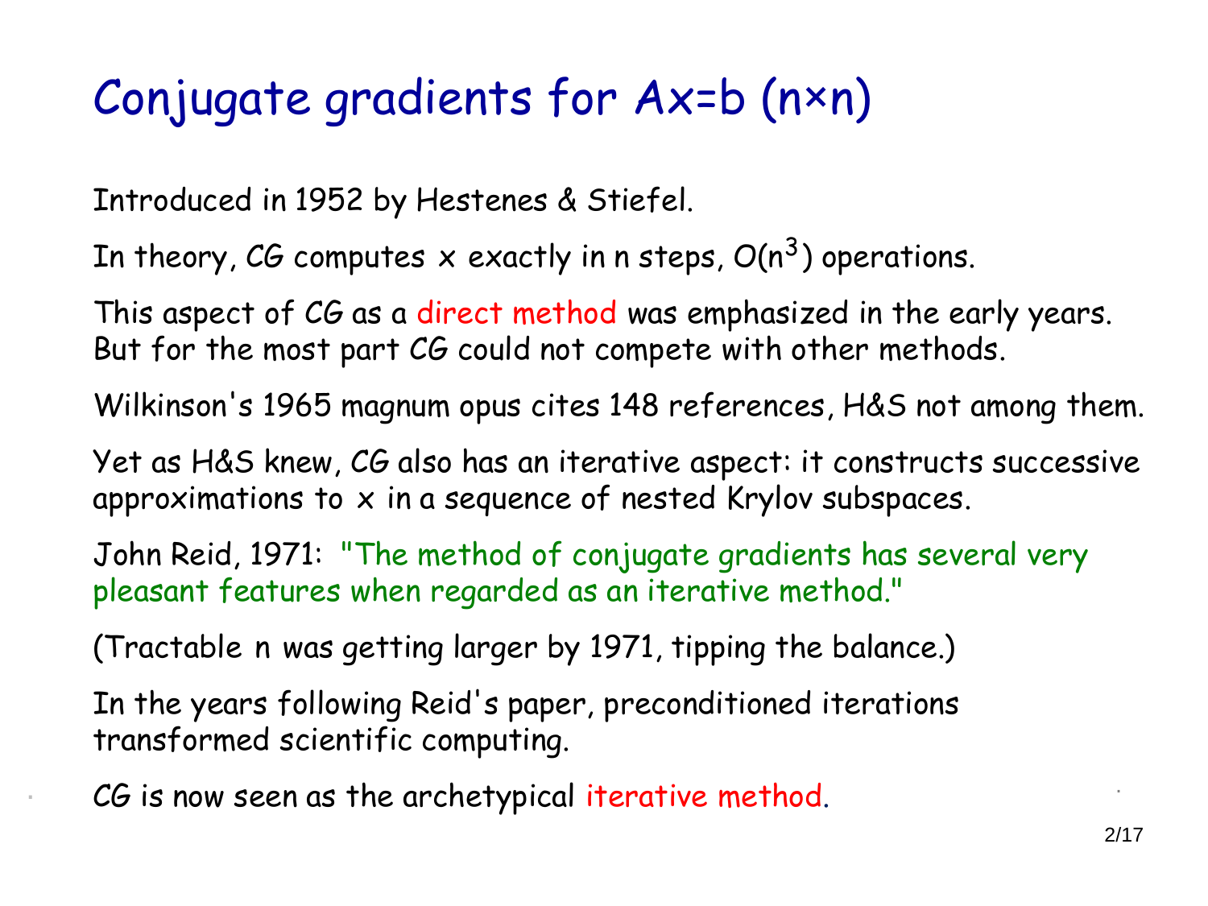# Conjugate gradients for Ax=b (n×n)

Introduced in 1952 by Hestenes & Stiefel.

In theory, CG computes $x$ exactly in n steps, $O(n^3)$ operations.

This aspect of CG as a direct method was emphasized in the early years. But for the most part CG could not compete with other methods.

Wilkinson's 1965 magnum opus cites 148 references, H&S not among them.

Yet as H&S knew, CG also has an iterative aspect: it constructs successive approximations to $x$ in a sequence of nested Krylov subspaces.

John Reid, 1971: "The method of conjugate gradients has several very pleasant features when regarded as an iterative method."

(Tractable n was getting larger by 1971, tipping the balance.)

In the years following Reid's paper, preconditioned iterations transformed scientific computing.

CG is now seen as the archetypical iterative method.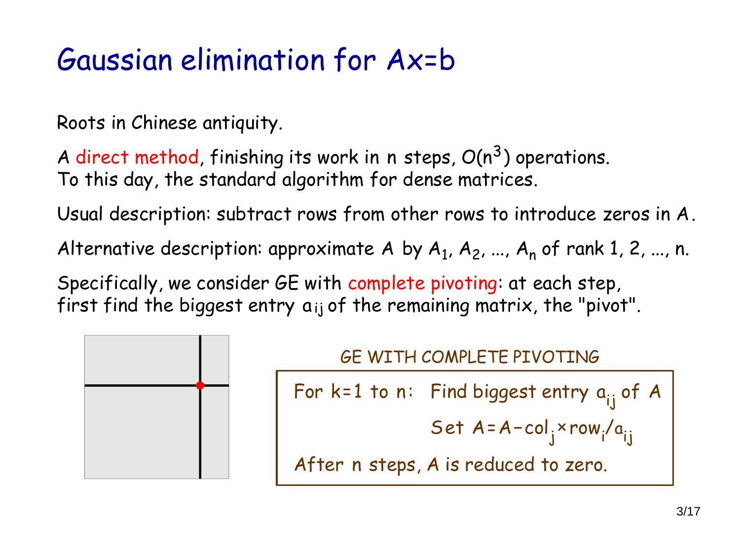# Gaussian elimination for Ax=b

Roots in Chinese antiquity.

A direct method, finishing its work in n steps, $O(n^3)$ operations.
To this day, the standard algorithm for dense matrices.

Usual description: subtract rows from other rows to introduce zeros in $A$.

Alternative description: approximate $A$ by $A_1, A_2, \ldots, A_n$ of rank 1, 2, ..., n.

Specifically, we consider GE with complete pivoting: at each step, first find the biggest entry $a_{ij}$ of the remaining matrix, the "pivot".

GE WITH COMPLETE PIVOTING

For k=1 to n: Find biggest entry $a_{ij}$ of $A$

Set $A = A - \text{col}_j \times \text{row}_i / a_{ij}$

After n steps, $A$ is reduced to zero.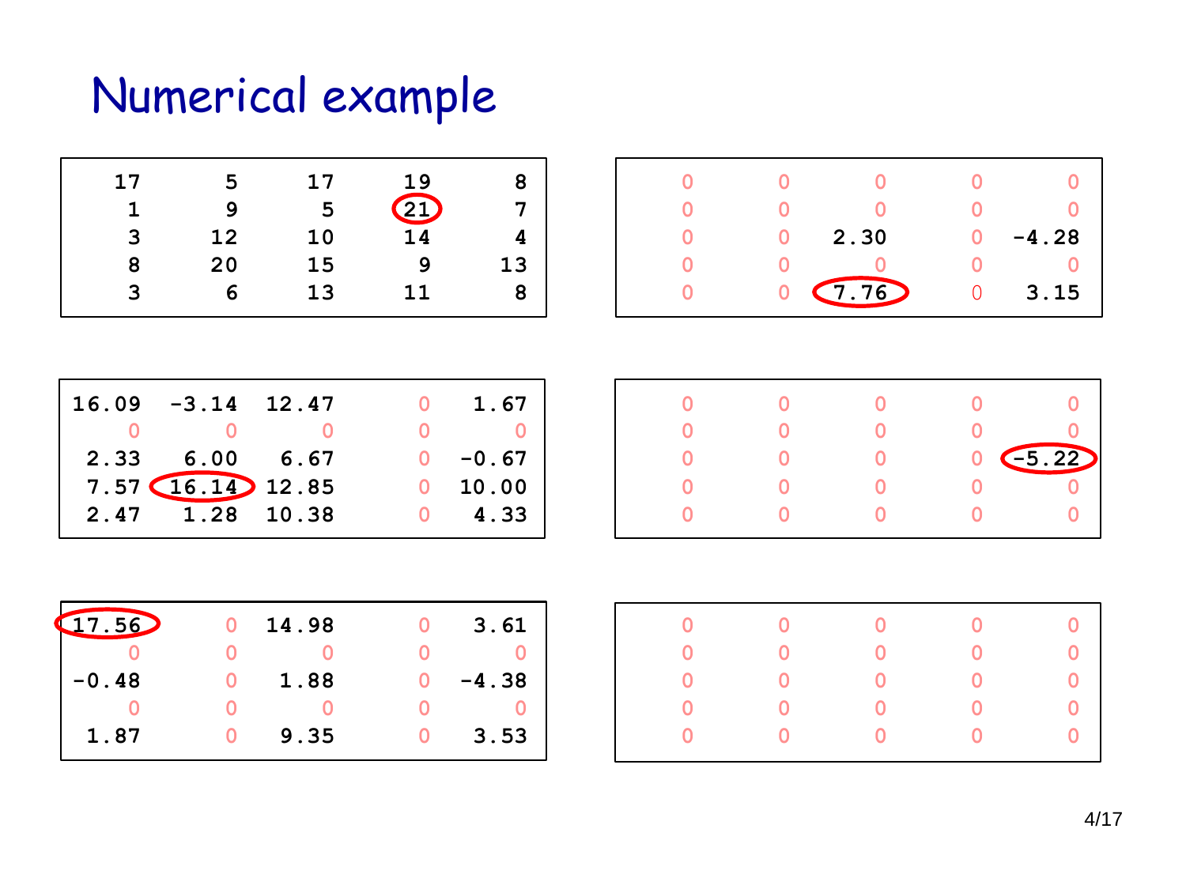# Numerical example

| | | | | |
|---|---|---|---|---|
| 17 | 5 | 17 | 19 | 8 |
| 1 | 9 | 5 | 21 | 7 |
| 3 | 12 | 10 | 14 | 4 |
| 8 | 20 | 15 | 9 | 13 |
| 3 | 6 | 13 | 11 | 8 |

| | | | | |
|---|---|---|---|---|
| 0 | 0 | 0 | 0 | 0 |
| 0 | 0 | 0 | 0 | 0 |
| 0 | 0 | 2.30 | 0 | -4.28 |
| 0 | 0 | 0 | 0 | 0 |
| 0 | 0 | 7.76 | 0 | 3.15 |

| | | | | |
|---|---|---|---|---|
| 16.09 | -3.14 | 12.47 | 0 | 1.67 |
| 0 | 0 | 0 | 0 | 0 |
| 2.33 | 6.00 | 6.67 | 0 | -0.67 |
| 7.57 | 16.14 | 12.85 | 0 | 10.00 |
| 2.47 | 1.28 | 10.38 | 0 | 4.33 |

| | | | | |
|---|---|---|---|---|
| 0 | 0 | 0 | 0 | 0 |
| 0 | 0 | 0 | 0 | 0 |
| 0 | 0 | 0 | 0 | -5.22 |
| 0 | 0 | 0 | 0 | 0 |
| 0 | 0 | 0 | 0 | 0 |

| | | | | |
|---|---|---|---|---|
| 17.56 | 0 | 14.98 | 0 | 3.61 |
| 0 | 0 | 0 | 0 | 0 |
| -0.48 | 0 | 1.88 | 0 | -4.38 |
| 0 | 0 | 0 | 0 | 0 |
| 1.87 | 0 | 9.35 | 0 | 3.53 |

| | | | | |
|---|---|---|---|---|
| 0 | 0 | 0 | 0 | 0 |
| 0 | 0 | 0 | 0 | 0 |
| 0 | 0 | 0 | 0 | 0 |
| 0 | 0 | 0 | 0 | 0 |
| 0 | 0 | 0 | 0 | 0 |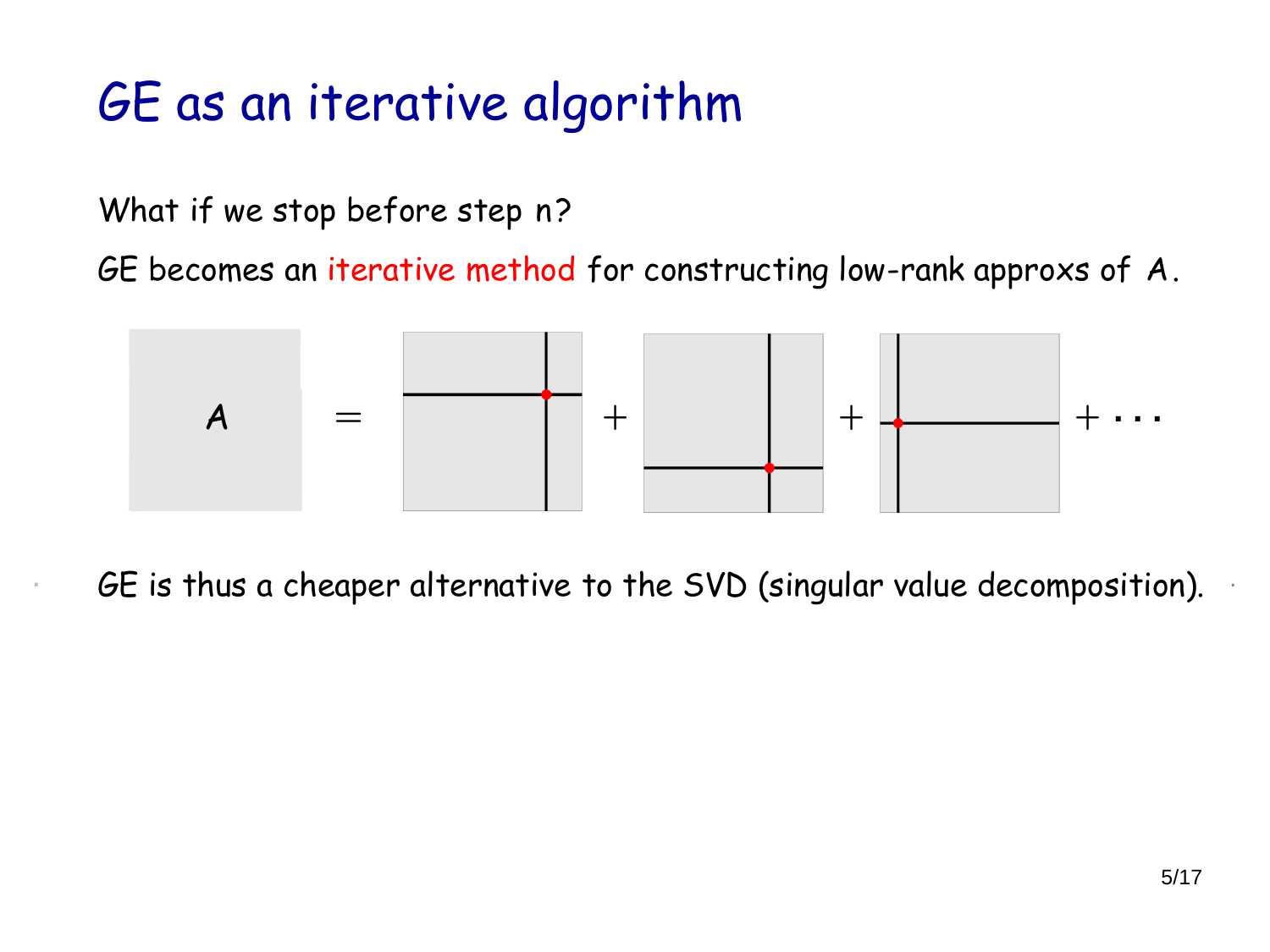# GE as an iterative algorithm

What if we stop before step n?

GE becomes an iterative method for constructing low-rank approxs of $A$.

$$A = \square + \square + \square + \cdots$$

GE is thus a cheaper alternative to the SVD (singular value decomposition).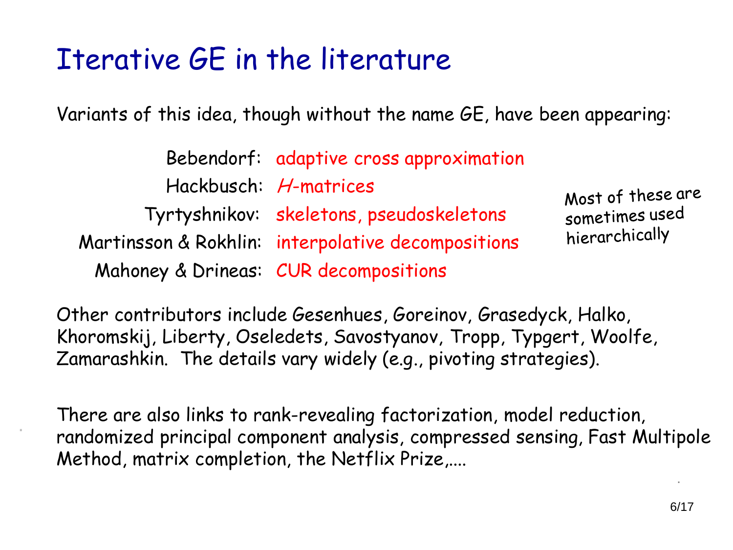# Iterative GE in the literature

Variants of this idea, though without the name GE, have been appearing:

| | |
|---|---|
| Bebendorf: | adaptive cross approximation |
| Hackbusch: | $\mathcal{H}$-matrices |
| Tyrtyshnikov: | skeletons, pseudoskeletons |
| Martinsson & Rokhlin: | interpolative decompositions |
| Mahoney & Drineas: | CUR decompositions |

Most of these are sometimes used hierarchically

Other contributors include Gesenhues, Goreinov, Grasedyck, Halko, Khoromskij, Liberty, Oseledets, Savostyanov, Tropp, Typgert, Woolfe, Zamarashkin. The details vary widely (e.g., pivoting strategies).

There are also links to rank-revealing factorization, model reduction, randomized principal component analysis, compressed sensing, Fast Multipole Method, matrix completion, the Netflix Prize,....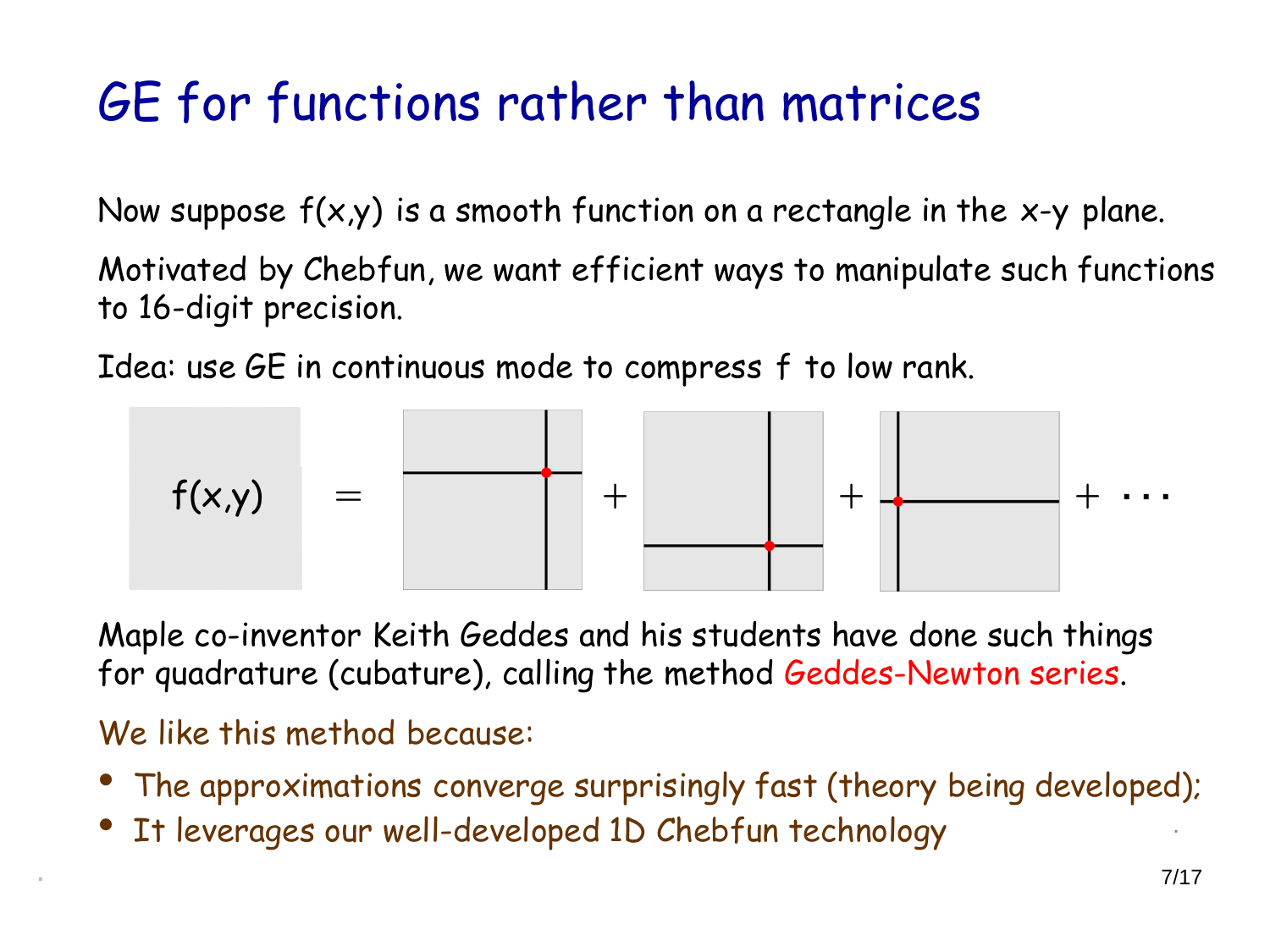# GE for functions rather than matrices

Now suppose $f(x,y)$ is a smooth function on a rectangle in the $x$-$y$ plane.

Motivated by Chebfun, we want efficient ways to manipulate such functions to 16-digit precision.

Idea: use GE in continuous mode to compress $f$ to low rank.

$f(x,y)$ = + + + ⋯

Maple co-inventor Keith Geddes and his students have done such things for quadrature (cubature), calling the method Geddes-Newton series.

We like this method because:

- The approximations converge surprisingly fast (theory being developed);
- It leverages our well-developed 1D Chebfun technology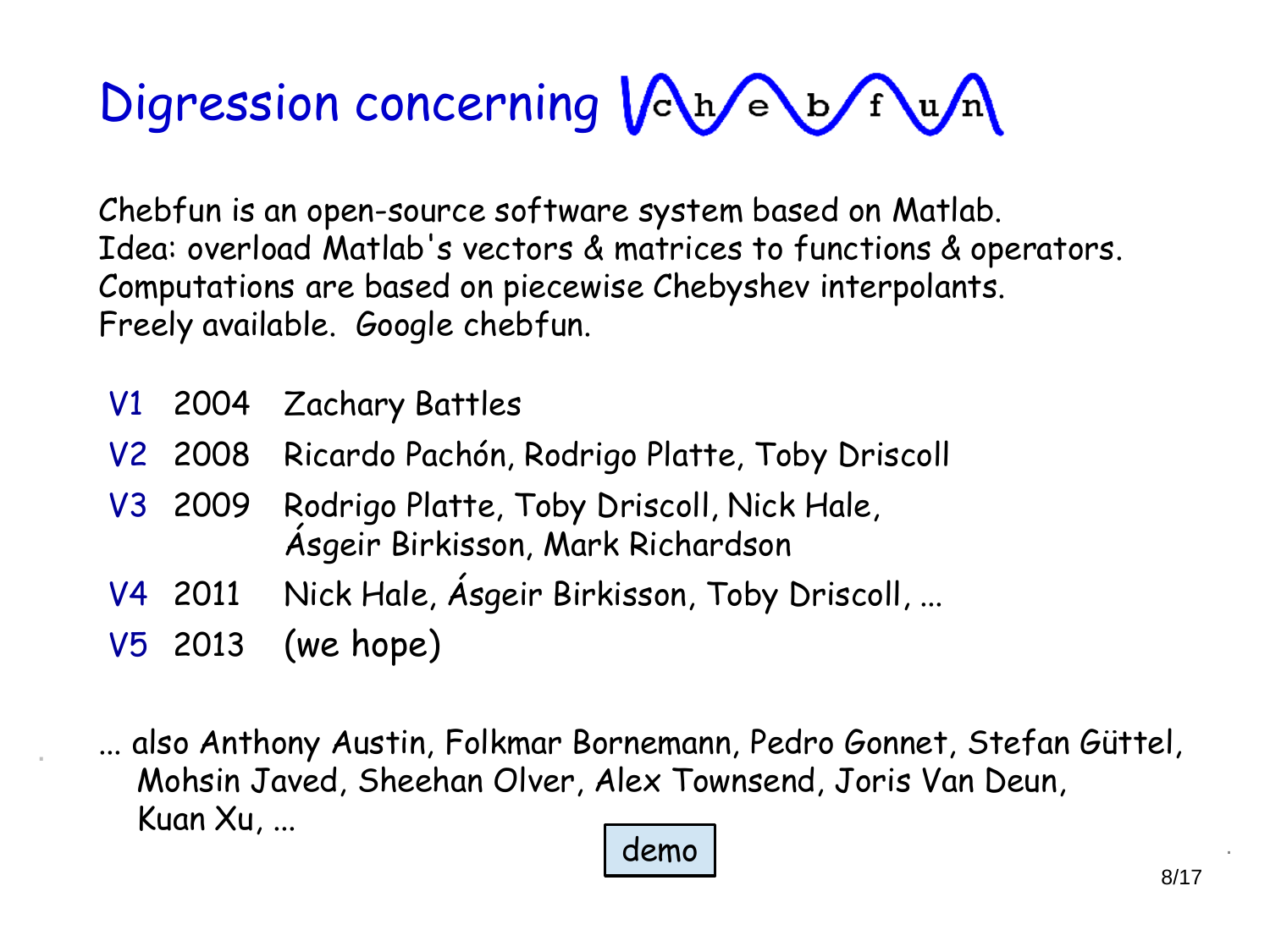# Digression concerning chebfun

Chebfun is an open-source software system based on Matlab.
Idea: overload Matlab's vectors & matrices to functions & operators.
Computations are based on piecewise Chebyshev interpolants.
Freely available. Google chebfun.

| | | |
|---|---|---|
| V1 | 2004 | Zachary Battles |
| V2 | 2008 | Ricardo Pachón, Rodrigo Platte, Toby Driscoll |
| V3 | 2009 | Rodrigo Platte, Toby Driscoll, Nick Hale, Ásgeir Birkisson, Mark Richardson |
| V4 | 2011 | Nick Hale, Ásgeir Birkisson, Toby Driscoll, ... |
| V5 | 2013 | (we hope) |

... also Anthony Austin, Folkmar Bornemann, Pedro Gonnet, Stefan Güttel, Mohsin Javed, Sheehan Olver, Alex Townsend, Joris Van Deun, Kuan Xu, ...

demo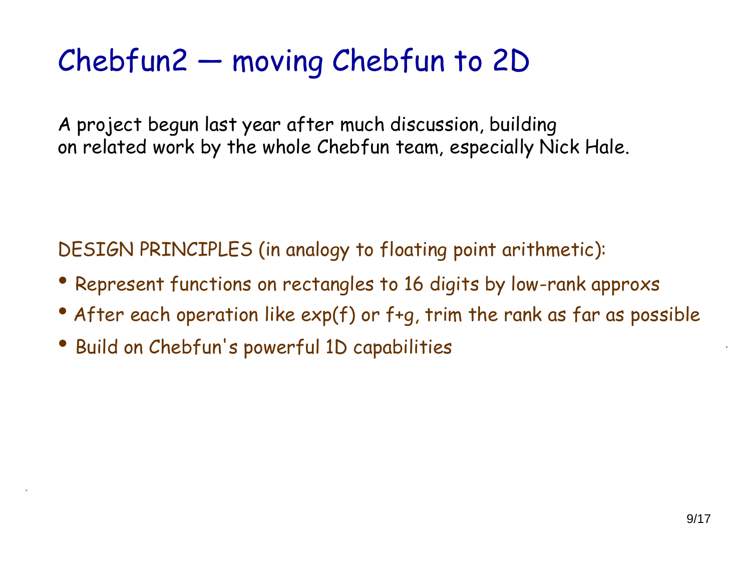# Chebfun2 — moving Chebfun to 2D

A project begun last year after much discussion, building on related work by the whole Chebfun team, especially Nick Hale.

DESIGN PRINCIPLES (in analogy to floating point arithmetic):

- Represent functions on rectangles to 16 digits by low-rank approxs
- After each operation like exp(f) or f+g, trim the rank as far as possible
- Build on Chebfun's powerful 1D capabilities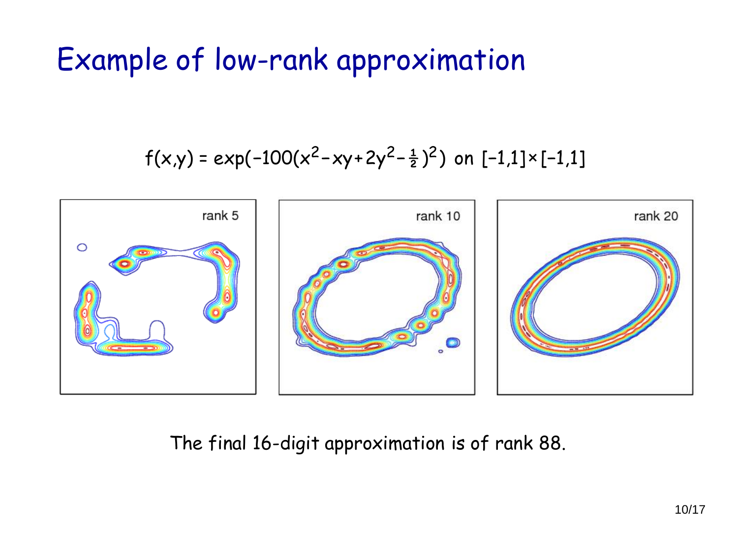# Example of low-rank approximation

$$f(x,y) = \exp(-100(x^2 - xy + 2y^2 - \tfrac{1}{2})^2) \text{ on } [-1,1]\times[-1,1]$$

rank 5

rank 10

rank 20

The final 16-digit approximation is of rank 88.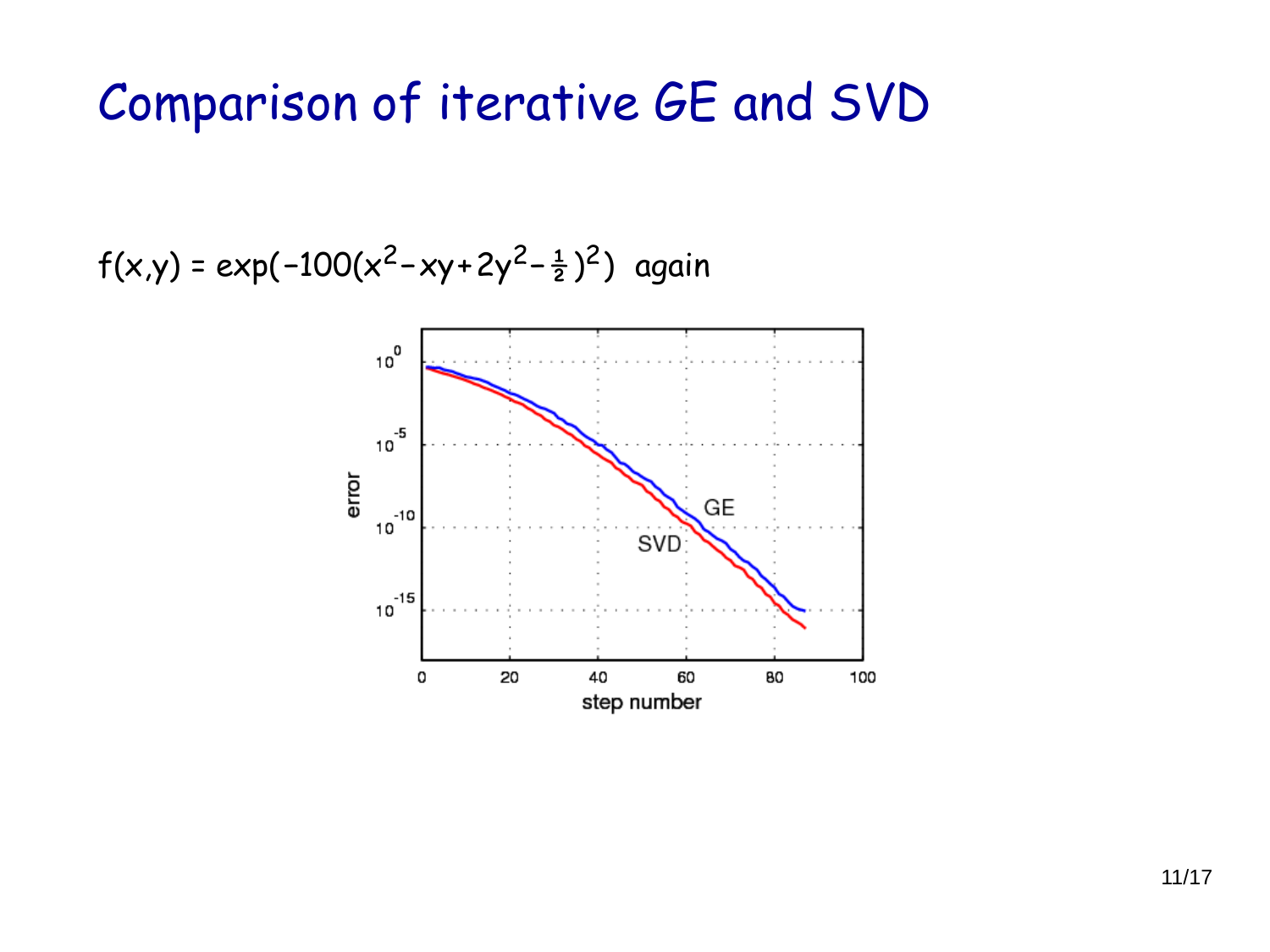# Comparison of iterative GE and SVD

$f(x,y) = \exp(-100(x^2 - xy + 2y^2 - \frac{1}{2})^2)$ again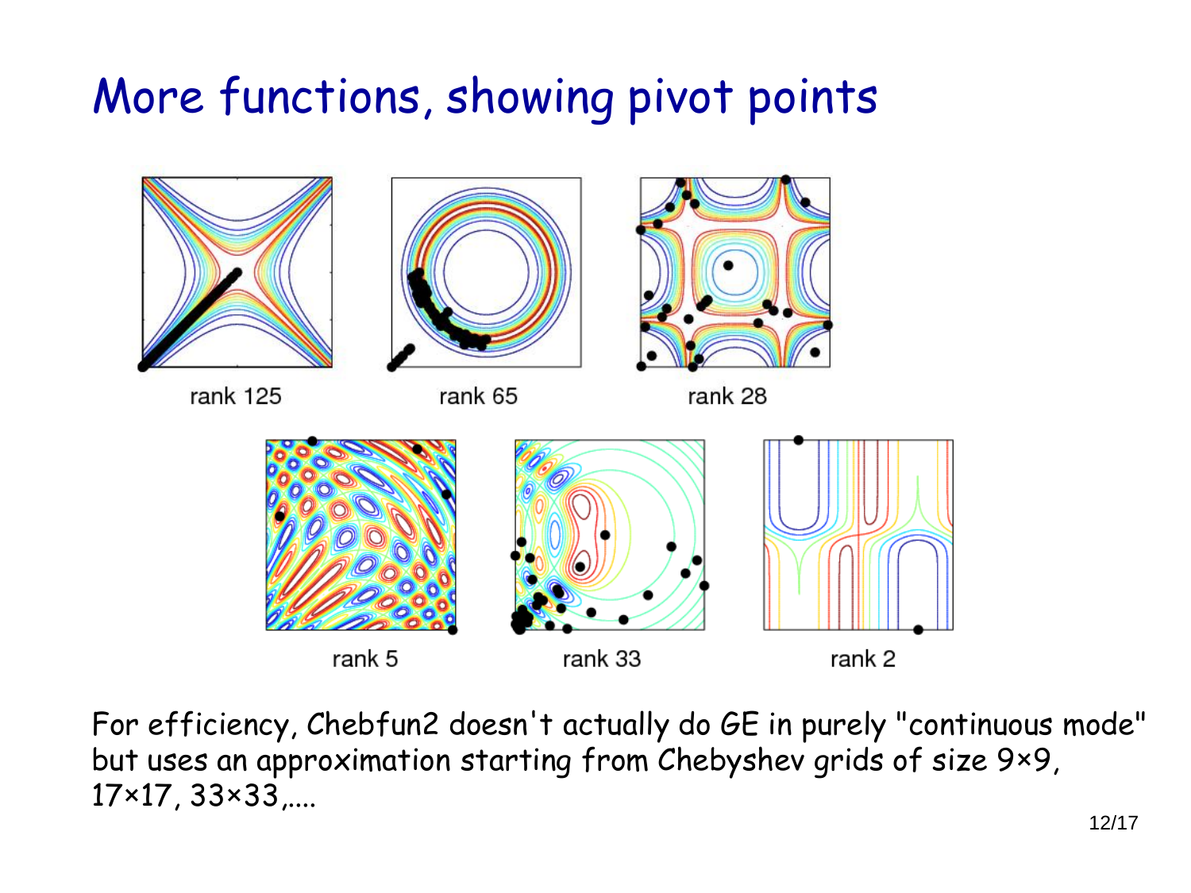# More functions, showing pivot points

rank 125

rank 65

rank 28

rank 5

rank 33

rank 2

For efficiency, Chebfun2 doesn't actually do GE in purely "continuous mode" but uses an approximation starting from Chebyshev grids of size 9×9, 17×17, 33×33,....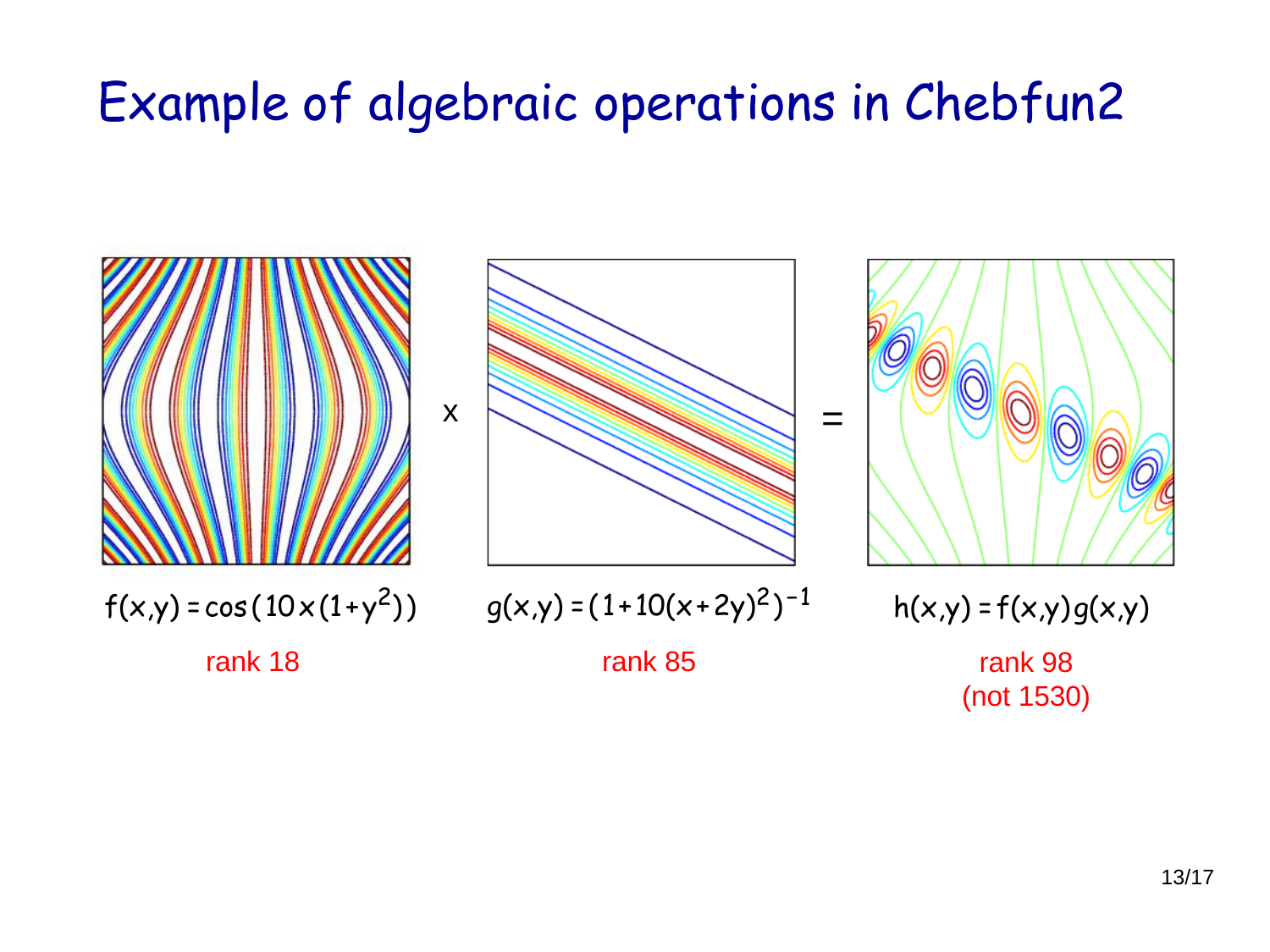# Example of algebraic operations in Chebfun2

$f(x,y) = \cos(10x(1+y^2))$

rank 18

x

$g(x,y) = (1+10(x+2y)^2)^{-1}$

rank 85

=

$h(x,y) = f(x,y)g(x,y)$

rank 98
(not 1530)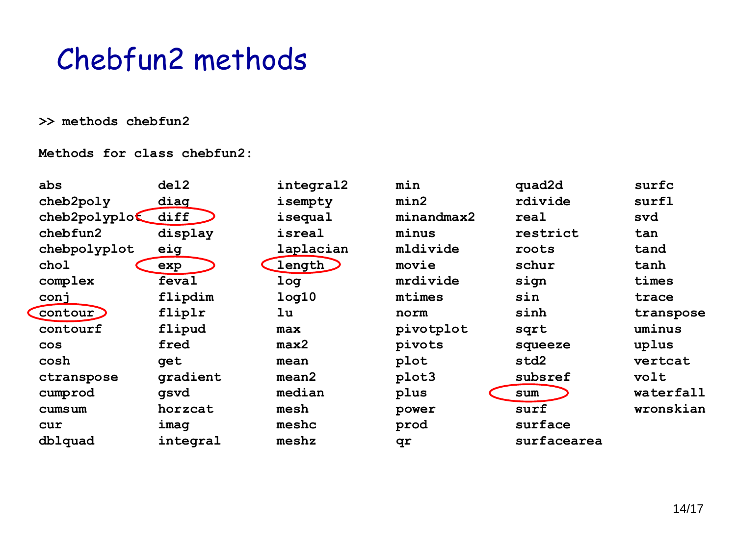# Chebfun2 methods

```
>> methods chebfun2

Methods for class chebfun2:

abs            del2           integral2      min            quad2d         surfc
cheb2poly      diag           isempty        min2           rdivide        surfl
cheb2polyplot  diff           isequal        minandmax2     real           svd
chebfun2       display        isreal         minus          restrict       tan
chebpolyplot   eig            laplacian      mldivide       roots          tand
chol           exp            length         movie          schur          tanh
complex        feval          log            mrdivide       sign           times
conj           flipdim        log10          mtimes         sin            trace
contour        fliplr         lu             norm           sinh           transpose
contourf       flipud         max            pivotplot      sqrt           uminus
cos            fred           max2           pivots         squeeze        uplus
cosh           get            mean           plot           std2           vertcat
ctranspose     gradient       mean2          plot3          subsref        volt
cumprod        gsvd           median         plus           sum            waterfall
cumsum         horzcat        mesh           power          surf           wronskian
cur            imag           meshc          prod           surface
dblquad        integral       meshz          qr             surfacearea
```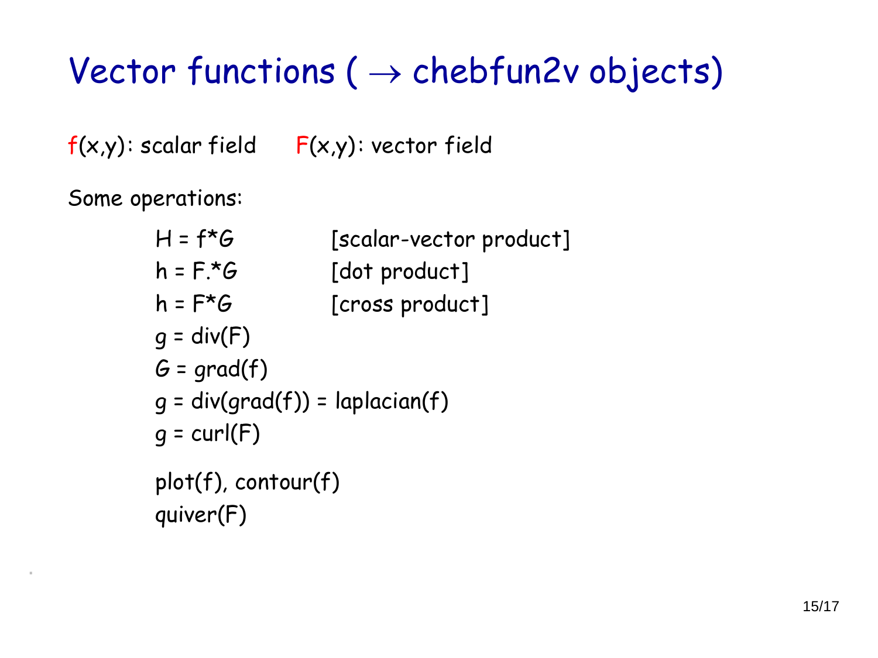# Vector functions ( $\rightarrow$ chebfun2v objects)

f(x,y): scalar field F(x,y): vector field

Some operations:

```
H = f*G                          [scalar-vector product]
h = F.*G                         [dot product]
h = F*G                          [cross product]
g = div(F)
G = grad(f)
g = div(grad(f)) = laplacian(f)
g = curl(F)

plot(f), contour(f)
quiver(F)
```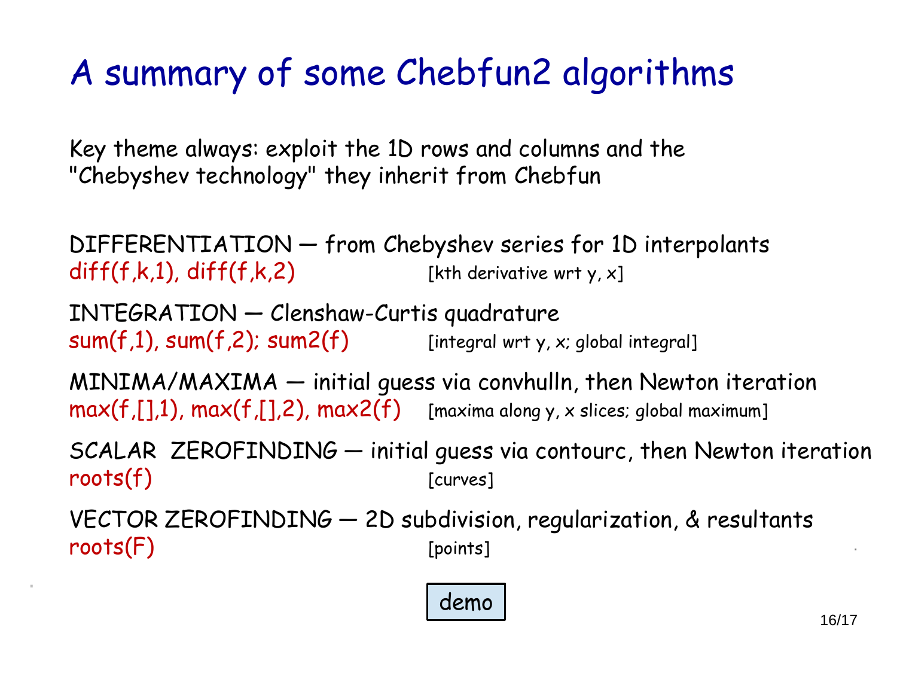# A summary of some Chebfun2 algorithms

Key theme always: exploit the 1D rows and columns and the "Chebyshev technology" they inherit from Chebfun

DIFFERENTIATION — from Chebyshev series for 1D interpolants
diff(f,k,1), diff(f,k,2) [kth derivative wrt y, x]

INTEGRATION — Clenshaw-Curtis quadrature
sum(f,1), sum(f,2); sum2(f) [integral wrt y, x; global integral]

MINIMA/MAXIMA — initial guess via convhulln, then Newton iteration
max(f,[],1), max(f,[],2), max2(f) [maxima along y, x slices; global maximum]

SCALAR ZEROFINDING — initial guess via contourc, then Newton iteration
roots(f) [curves]

VECTOR ZEROFINDING — 2D subdivision, regularization, & resultants
roots(F) [points]

demo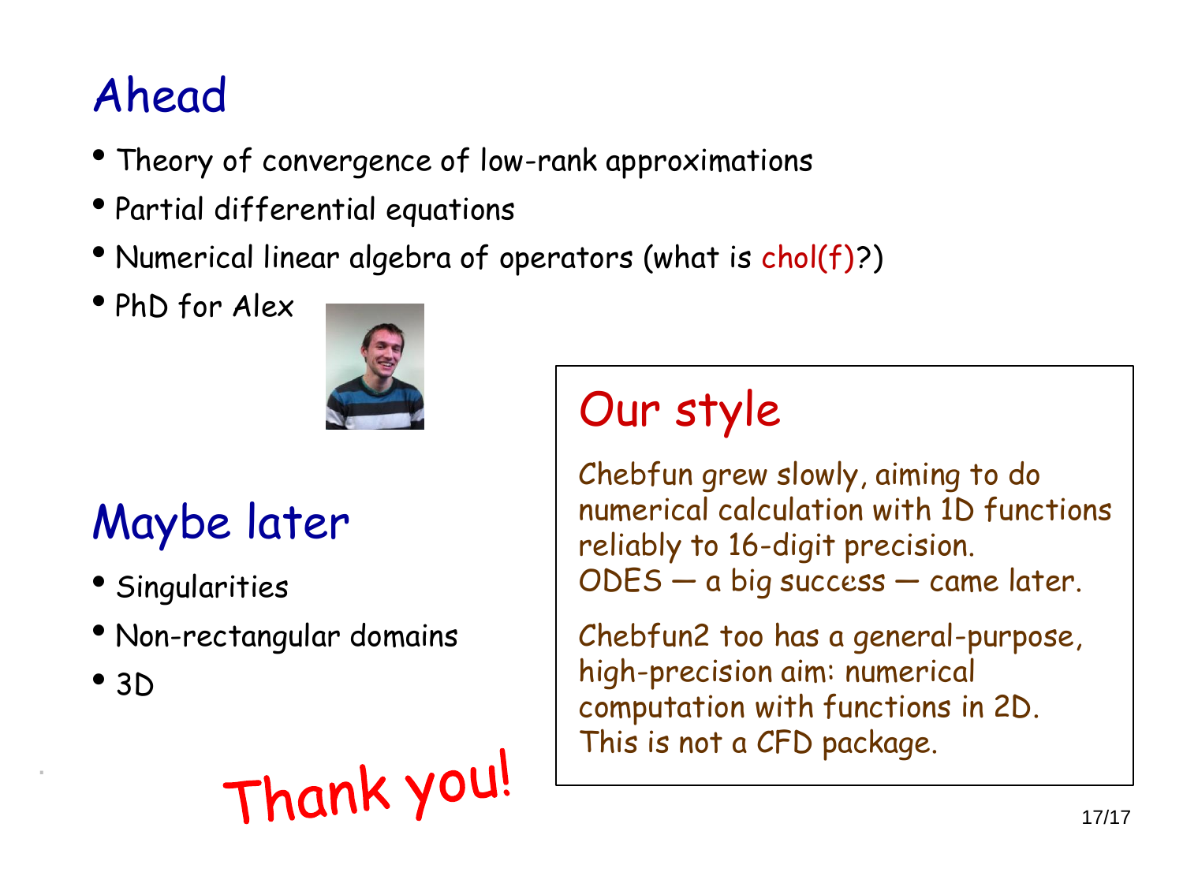# Ahead

- Theory of convergence of low-rank approximations
- Partial differential equations
- Numerical linear algebra of operators (what is chol(f)?)
- PhD for Alex

# Maybe later

- Singularities
- Non-rectangular domains
- 3D

Thank you!

## Our style

Chebfun grew slowly, aiming to do numerical calculation with 1D functions reliably to 16-digit precision. ODES — a big success — came later.

Chebfun2 too has a general-purpose, high-precision aim: numerical computation with functions in 2D. This is not a CFD package.